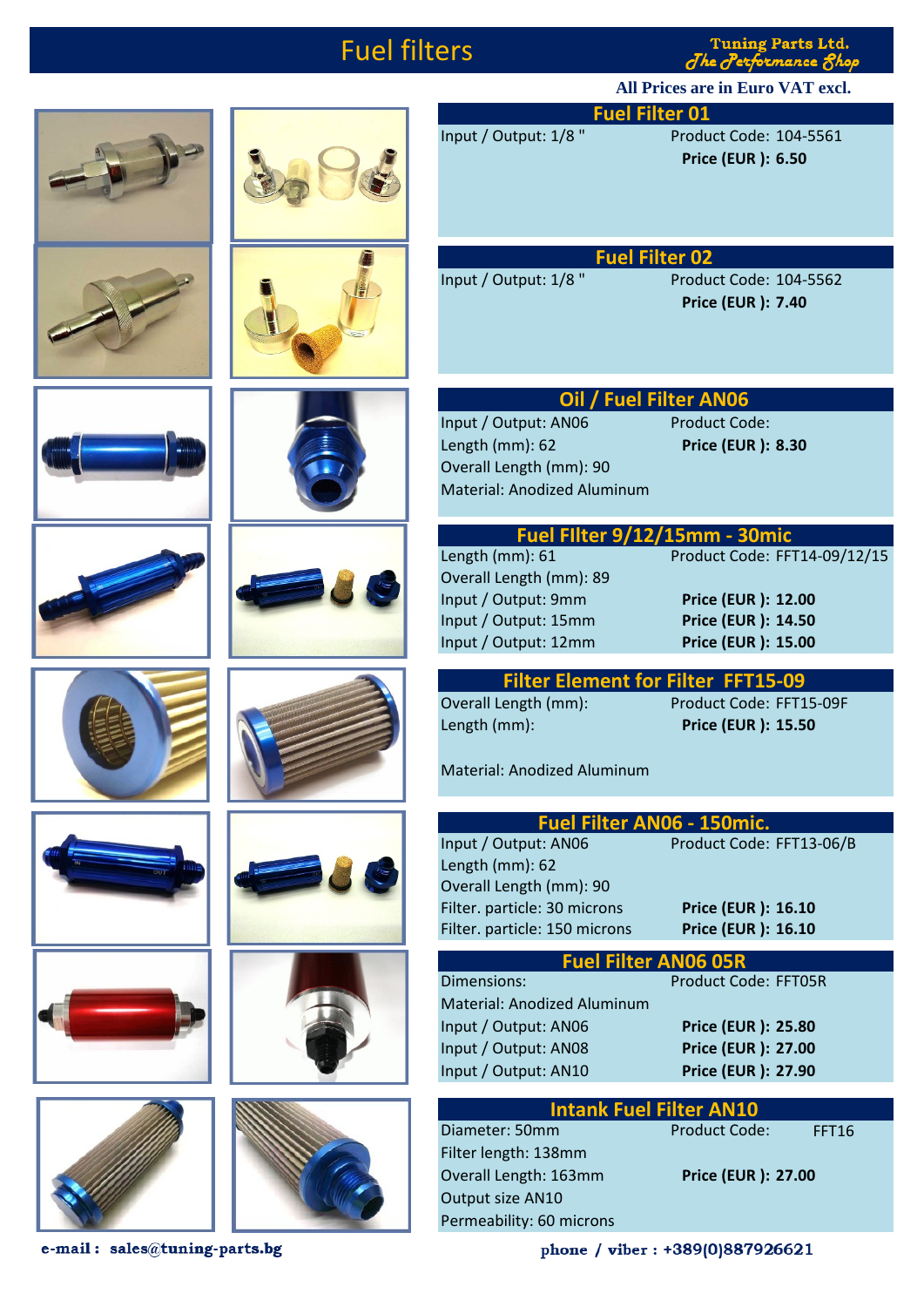# Fuel filters

**Tuning Parts Ltd.**
*The Performance Shop*

**All Prices are in Euro VAT excl.**

## Fuel Filter 01

Input / Output: 1/8 "

Product Code: 104-5561

**Price (EUR ): 6.50**

## Fuel Filter 02

Input / Output: 1/8 "

Product Code: 104-5562

**Price (EUR ): 7.40**

## Oil / Fuel Filter AN06

Input / Output: AN06
Length (mm): 62
Overall Length (mm): 90
Material: Anodized Aluminum

Product Code:

**Price (EUR ): 8.30**

## Fuel FIlter 9/12/15mm - 30mic

Length (mm): 61
Overall Length (mm): 89

Product Code: FFT14-09/12/15

| Input / Output | Price |
|---|---|
| Input / Output: 9mm | **Price (EUR ): 12.00** |
| Input / Output: 15mm | **Price (EUR ): 14.50** |
| Input / Output: 12mm | **Price (EUR ): 15.00** |

## Filter Element for Filter FFT15-09

Overall Length (mm):
Length (mm):

Material: Anodized Aluminum

Product Code: FFT15-09F

**Price (EUR ): 15.50**

## Fuel Filter AN06 - 150mic.

Input / Output: AN06
Length (mm): 62
Overall Length (mm): 90

Product Code: FFT13-06/B

| Filter particle | Price |
|---|---|
| Filter. particle: 30 microns | **Price (EUR ): 16.10** |
| Filter. particle: 150 microns | **Price (EUR ): 16.10** |

## Fuel Filter AN06 05R

Dimensions:
Material: Anodized Aluminum

Product Code: FFT05R

| Input / Output | Price |
|---|---|
| Input / Output: AN06 | **Price (EUR ): 25.80** |
| Input / Output: AN08 | **Price (EUR ): 27.00** |
| Input / Output: AN10 | **Price (EUR ): 27.90** |

## Intank Fuel Filter AN10

Diameter: 50mm
Filter length: 138mm
Overall Length: 163mm
Output size AN10
Permeability: 60 microns

Product Code: FFT16

**Price (EUR ): 27.00**

**e-mail : sales@tuning-parts.bg**

**phone / viber : +389(0)887926621**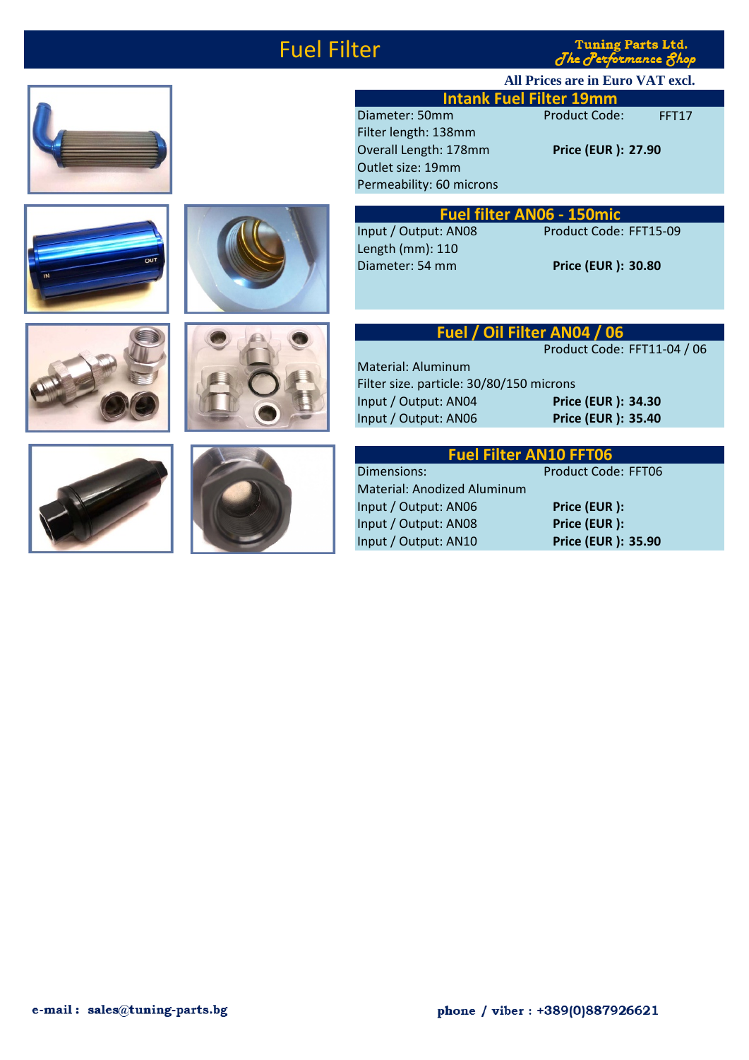# Fuel Filter

Tuning Parts Ltd.
*The Performance Shop*

**All Prices are in Euro VAT excl.**

## Intank Fuel Filter 19mm

Diameter: 50mm — Product Code: FFT17
Filter length: 138mm
Overall Length: 178mm — **Price (EUR ): 27.90**
Outlet size: 19mm
Permeability: 60 microns

## Fuel filter AN06 - 150mic

Input / Output: AN08 — Product Code: FFT15-09
Length (mm): 110
Diameter: 54 mm — **Price (EUR ): 30.80**

## Fuel / Oil Filter AN04 / 06

Product Code: FFT11-04 / 06
Material: Aluminum
Filter size. particle: 30/80/150 microns
Input / Output: AN04 — **Price (EUR ): 34.30**
Input / Output: AN06 — **Price (EUR ): 35.40**

## Fuel Filter AN10 FFT06

Dimensions: — Product Code: FFT06
Material: Anodized Aluminum
Input / Output: AN06 — **Price (EUR ):**
Input / Output: AN08 — **Price (EUR ):**
Input / Output: AN10 — **Price (EUR ): 35.90**

**e-mail : sales@tuning-parts.bg**

**phone / viber : +389(0)887926621**